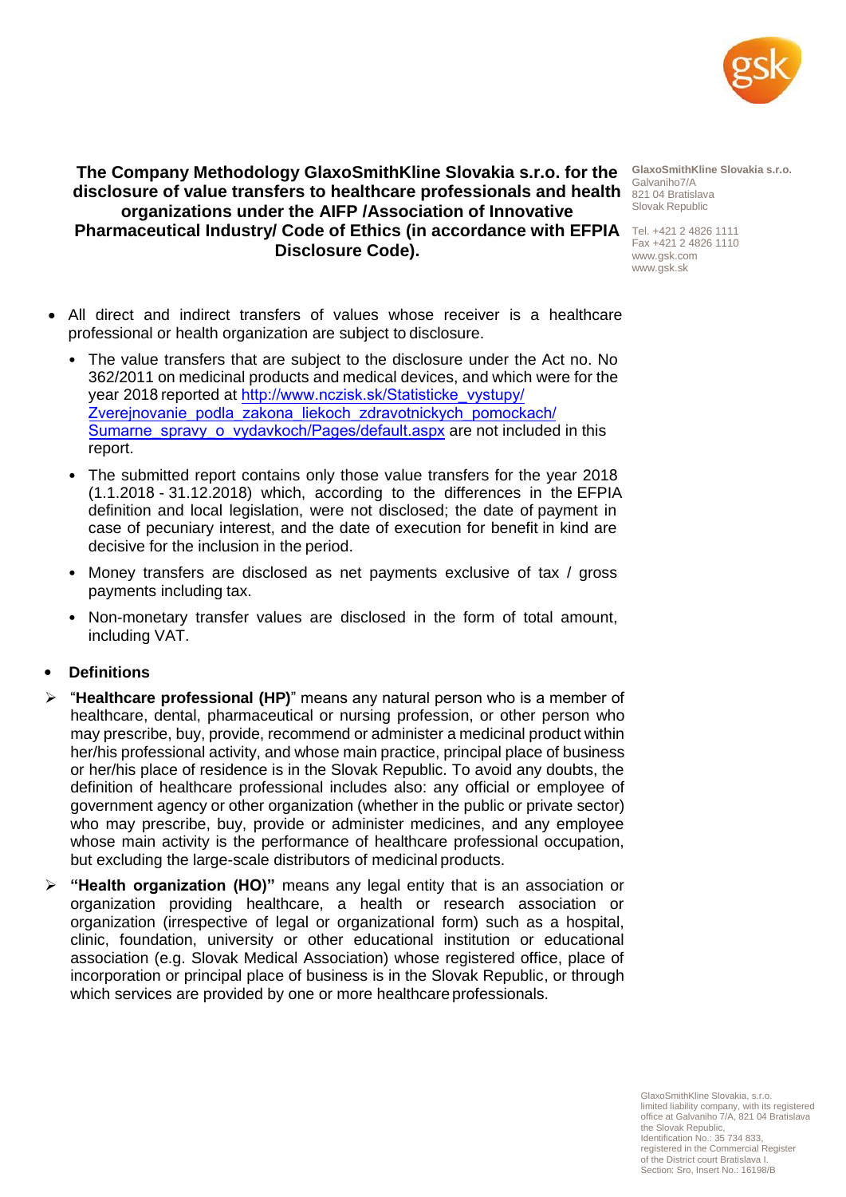# The Company Methodology GlaxoSmithKline Slovakia s.r.o. for the disclosure of value transfers to healthcare professionals and health organizations under the AIFP /Association of Innovative Pharmaceutical Industry/ Code of Ethics (in accordance with EFPIA Disclosure Code).

**GlaxoSmithKline Slovakia s.r.o.**
Galvaniho7/A
821 04 Bratislava
Slovak Republic

Tel. +421 2 4826 1111
Fax +421 2 4826 1110
www.gsk.com
www.gsk.sk

- All direct and indirect transfers of values whose receiver is a healthcare professional or health organization are subject to disclosure.
  - The value transfers that are subject to the disclosure under the Act no. No 362/2011 on medicinal products and medical devices, and which were for the year 2018 reported at [http://www.nczisk.sk/Statisticke_vystupy/Zverejnovanie_podla_zakona_liekoch_zdravotnickych_pomockach/Sumarne_spravy_o_vydavkoch/Pages/default.aspx](http://www.nczisk.sk/Statisticke_vystupy/Zverejnovanie_podla_zakona_liekoch_zdravotnickych_pomockach/Sumarne_spravy_o_vydavkoch/Pages/default.aspx) are not included in this report.
  - The submitted report contains only those value transfers for the year 2018 (1.1.2018 - 31.12.2018) which, according to the differences in the EFPIA definition and local legislation, were not disclosed; the date of payment in case of pecuniary interest, and the date of execution for benefit in kind are decisive for the inclusion in the period.
  - Money transfers are disclosed as net payments exclusive of tax / gross payments including tax.
  - Non-monetary transfer values are disclosed in the form of total amount, including VAT.

- **Definitions**

➢ "**Healthcare professional (HP)**" means any natural person who is a member of healthcare, dental, pharmaceutical or nursing profession, or other person who may prescribe, buy, provide, recommend or administer a medicinal product within her/his professional activity, and whose main practice, principal place of business or her/his place of residence is in the Slovak Republic. To avoid any doubts, the definition of healthcare professional includes also: any official or employee of government agency or other organization (whether in the public or private sector) who may prescribe, buy, provide or administer medicines, and any employee whose main activity is the performance of healthcare professional occupation, but excluding the large-scale distributors of medicinal products.

➢ **"Health organization (HO)"** means any legal entity that is an association or organization providing healthcare, a health or research association or organization (irrespective of legal or organizational form) such as a hospital, clinic, foundation, university or other educational institution or educational association (e.g. Slovak Medical Association) whose registered office, place of incorporation or principal place of business is in the Slovak Republic, or through which services are provided by one or more healthcare professionals.

GlaxoSmithKline Slovakia, s.r.o.
limited liability company, with its registered office at Galvaniho 7/A, 821 04 Bratislava the Slovak Republic,
Identification No.: 35 734 833,
registered in the Commercial Register of the District court Bratislava I.
Section: Sro, Insert No.: 16198/B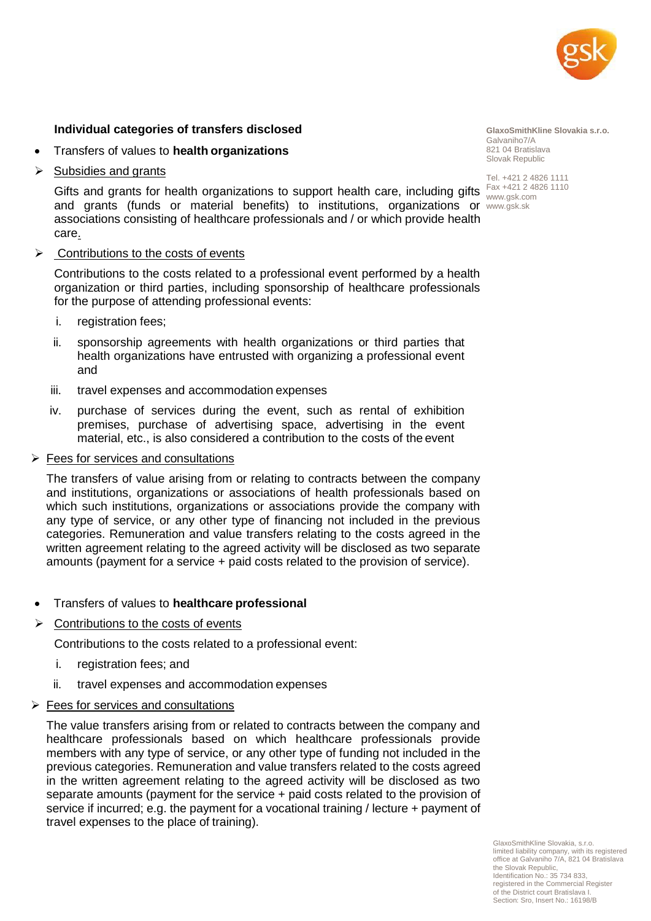**Individual categories of transfers disclosed**

- Transfers of values to **health organizations**

➢ <u>Subsidies and grants</u>

Gifts and grants for health organizations to support health care, including gifts and grants (funds or material benefits) to institutions, organizations or associations consisting of healthcare professionals and / or which provide health care.

➢ <u>Contributions to the costs of events</u>

Contributions to the costs related to a professional event performed by a health organization or third parties, including sponsorship of healthcare professionals for the purpose of attending professional events:

i. registration fees;
ii. sponsorship agreements with health organizations or third parties that health organizations have entrusted with organizing a professional event and
iii. travel expenses and accommodation expenses
iv. purchase of services during the event, such as rental of exhibition premises, purchase of advertising space, advertising in the event material, etc., is also considered a contribution to the costs of the event

➢ <u>Fees for services and consultations</u>

The transfers of value arising from or relating to contracts between the company and institutions, organizations or associations of health professionals based on which such institutions, organizations or associations provide the company with any type of service, or any other type of financing not included in the previous categories. Remuneration and value transfers relating to the costs agreed in the written agreement relating to the agreed activity will be disclosed as two separate amounts (payment for a service + paid costs related to the provision of service).

- Transfers of values to **healthcare professional**

➢ <u>Contributions to the costs of events</u>

Contributions to the costs related to a professional event:

i. registration fees; and
ii. travel expenses and accommodation expenses

➢ <u>Fees for services and consultations</u>

The value transfers arising from or related to contracts between the company and healthcare professionals based on which healthcare professionals provide members with any type of service, or any other type of funding not included in the previous categories. Remuneration and value transfers related to the costs agreed in the written agreement relating to the agreed activity will be disclosed as two separate amounts (payment for the service + paid costs related to the provision of service if incurred; e.g. the payment for a vocational training / lecture + payment of travel expenses to the place of training).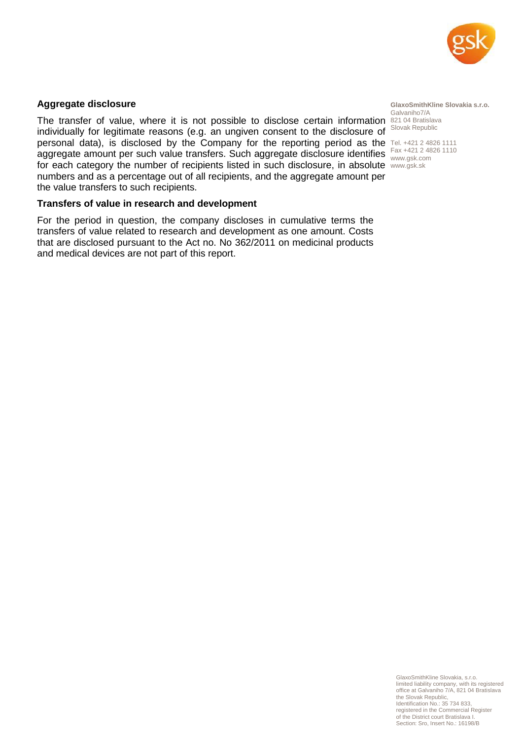## Aggregate disclosure

The transfer of value, where it is not possible to disclose certain information individually for legitimate reasons (e.g. an ungiven consent to the disclosure of personal data), is disclosed by the Company for the reporting period as the aggregate amount per such value transfers. Such aggregate disclosure identifies for each category the number of recipients listed in such disclosure, in absolute numbers and as a percentage out of all recipients, and the aggregate amount per the value transfers to such recipients.

## Transfers of value in research and development

For the period in question, the company discloses in cumulative terms the transfers of value related to research and development as one amount. Costs that are disclosed pursuant to the Act no. No 362/2011 on medicinal products and medical devices are not part of this report.

**GlaxoSmithKline Slovakia s.r.o.**
Galvaniho7/A
821 04 Bratislava
Slovak Republic

Tel. +421 2 4826 1111
Fax +421 2 4826 1110
www.gsk.com
www.gsk.sk

GlaxoSmithKline Slovakia, s.r.o.
limited liability company, with its registered office at Galvaniho 7/A, 821 04 Bratislava the Slovak Republic,
Identification No.: 35 734 833,
registered in the Commercial Register of the District court Bratislava I.
Section: Sro, Insert No.: 16198/B